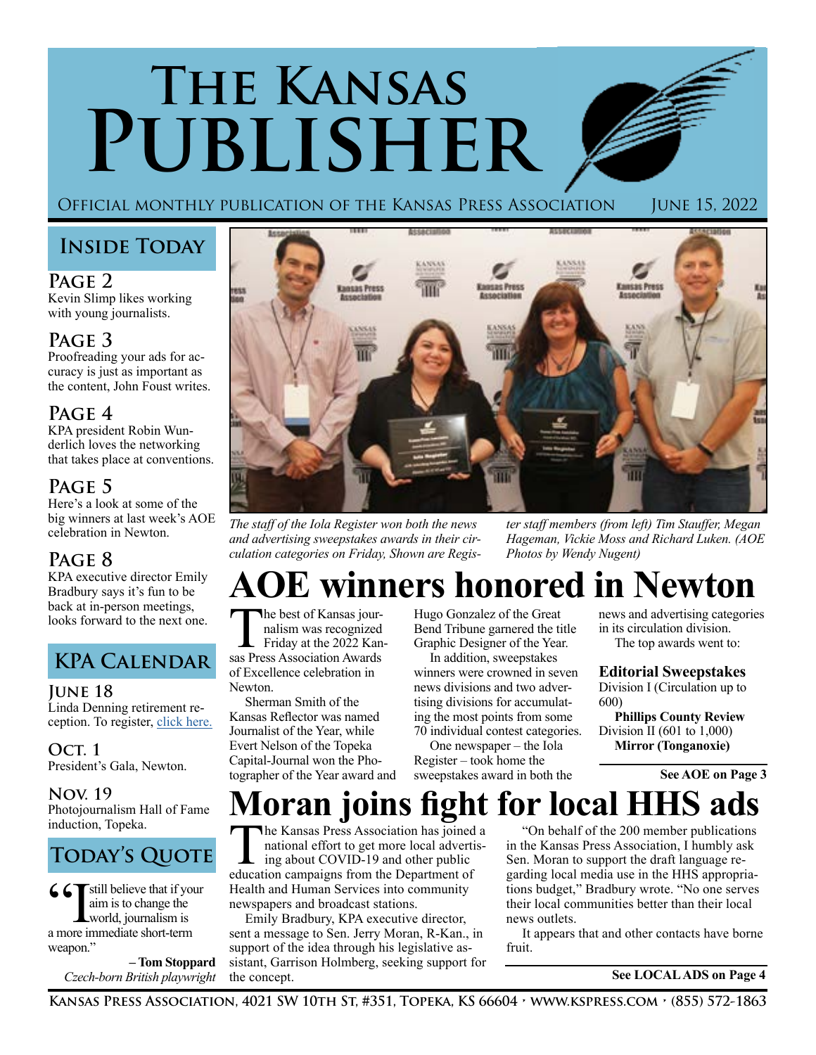# The Kansas Publisher

Official monthly publication of the Kansas Press Association — June 15, 2022

## Inside Today

**Page 2**
Kevin Slimp likes working with young journalists.

**Page 3**
Proofreading your ads for accuracy is just as important as the content, John Foust writes.

**Page 4**
KPA president Robin Wunderlich loves the networking that takes place at conventions.

**Page 5**
Here's a look at some of the big winners at last week's AOE celebration in Newton.

**Page 8**
KPA executive director Emily Bradbury says it's fun to be back at in-person meetings, looks forward to the next one.

## KPA Calendar

**June 18**
Linda Denning retirement reception. To register, click here.

**Oct. 1**
President's Gala, Newton.

**Nov. 19**
Photojournalism Hall of Fame induction, Topeka.

## Today's Quote

"I still believe that if your aim is to change the world, journalism is a more immediate short-term weapon."

**– Tom Stoppard**
*Czech-born British playwright*

*The staff of the Iola Register won both the news and advertising sweepstakes awards in their circulation categories on Friday, Shown are Register staff members (from left) Tim Stauffer, Megan Hageman, Vickie Moss and Richard Luken. (AOE Photos by Wendy Nugent)*

# AOE winners honored in Newton

The best of Kansas journalism was recognized Friday at the 2022 Kansas Press Association Awards of Excellence celebration in Newton.

Sherman Smith of the Kansas Reflector was named Journalist of the Year, while Evert Nelson of the Topeka Capital-Journal won the Photographer of the Year award and Hugo Gonzalez of the Great Bend Tribune garnered the title Graphic Designer of the Year.

In addition, sweepstakes winners were crowned in seven news divisions and two advertising divisions for accumulating the most points from some 70 individual contest categories.

One newspaper – the Iola Register – took home the sweepstakes award in both the news and advertising categories in its circulation division.

The top awards went to:

### Editorial Sweepstakes

Division I (Circulation up to 600)
**Phillips County Review**
Division II (601 to 1,000)
**Mirror (Tonganoxie)**

**See AOE on Page 3**

# Moran joins fight for local HHS ads

The Kansas Press Association has joined a national effort to get more local advertising about COVID-19 and other public education campaigns from the Department of Health and Human Services into community newspapers and broadcast stations.

Emily Bradbury, KPA executive director, sent a message to Sen. Jerry Moran, R-Kan., in support of the idea through his legislative assistant, Garrison Holmberg, seeking support for the concept.

"On behalf of the 200 member publications in the Kansas Press Association, I humbly ask Sen. Moran to support the draft language regarding local media use in the HHS appropriations budget," Bradbury wrote. "No one serves their local communities better than their local news outlets.

It appears that and other contacts have borne fruit.

**See LOCAL ADS on Page 4**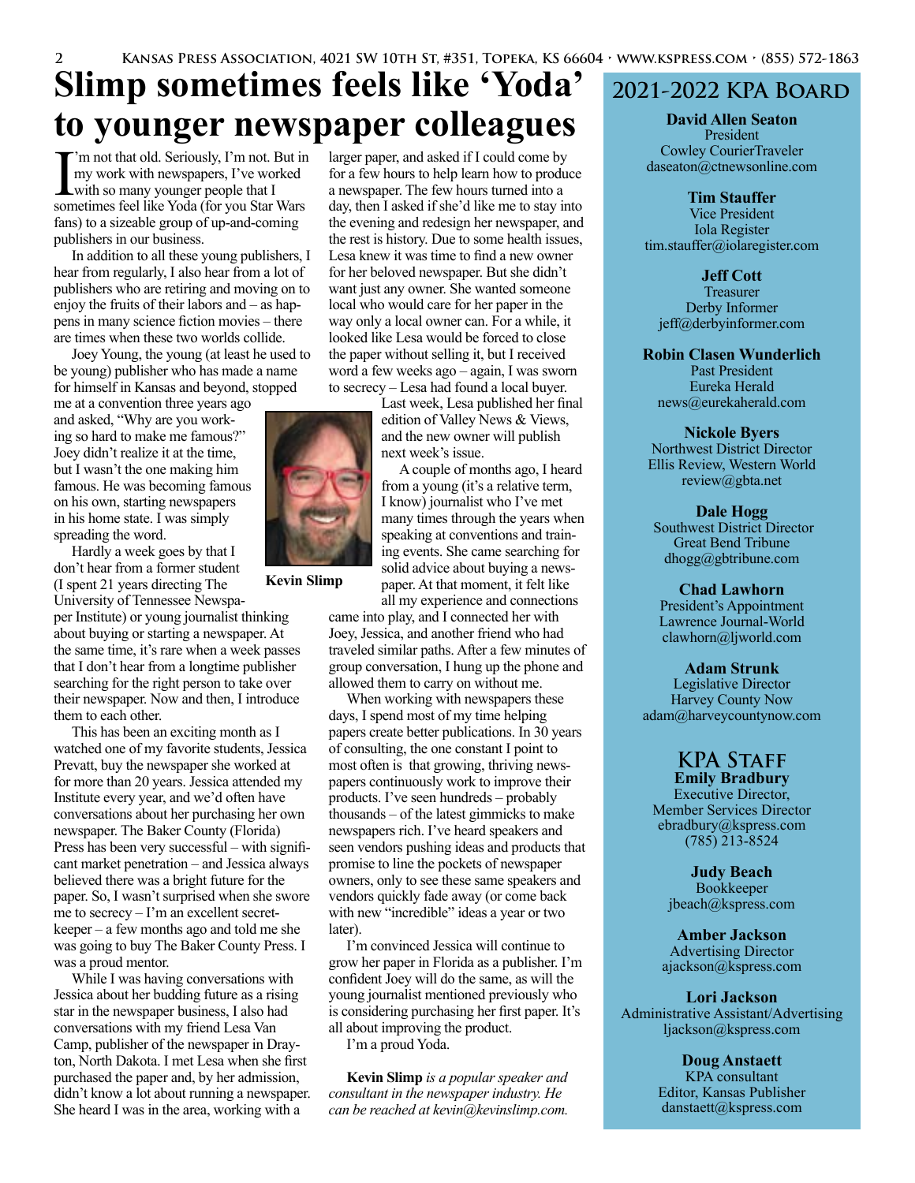# Slimp sometimes feels like 'Yoda' to younger newspaper colleagues

I'm not that old. Seriously, I'm not. But in my work with newspapers, I've worked with so many younger people that I sometimes feel like Yoda (for you Star Wars fans) to a sizeable group of up-and-coming publishers in our business.

In addition to all these young publishers, I hear from regularly, I also hear from a lot of publishers who are retiring and moving on to enjoy the fruits of their labors and – as happens in many science fiction movies – there are times when these two worlds collide.

Joey Young, the young (at least he used to be young) publisher who has made a name for himself in Kansas and beyond, stopped me at a convention three years ago and asked, "Why are you working so hard to make me famous?" Joey didn't realize it at the time, but I wasn't the one making him famous. He was becoming famous on his own, starting newspapers in his home state. I was simply spreading the word.

Kevin Slimp

Hardly a week goes by that I don't hear from a former student (I spent 21 years directing The University of Tennessee Newspaper Institute) or young journalist thinking about buying or starting a newspaper. At the same time, it's rare when a week passes that I don't hear from a longtime publisher searching for the right person to take over their newspaper. Now and then, I introduce them to each other.

This has been an exciting month as I watched one of my favorite students, Jessica Prevatt, buy the newspaper she worked at for more than 20 years. Jessica attended my Institute every year, and we'd often have conversations about her purchasing her own newspaper. The Baker County (Florida) Press has been very successful – with significant market penetration – and Jessica always believed there was a bright future for the paper. So, I wasn't surprised when she swore me to secrecy – I'm an excellent secret-keeper – a few months ago and told me she was going to buy The Baker County Press. I was a proud mentor.

While I was having conversations with Jessica about her budding future as a rising star in the newspaper business, I also had conversations with my friend Lesa Van Camp, publisher of the newspaper in Drayton, North Dakota. I met Lesa when she first purchased the paper and, by her admission, didn't know a lot about running a newspaper. She heard I was in the area, working with a larger paper, and asked if I could come by for a few hours to help learn how to produce a newspaper. The few hours turned into a day, then I asked if she'd like me to stay into the evening and redesign her newspaper, and the rest is history. Due to some health issues, Lesa knew it was time to find a new owner for her beloved newspaper. But she didn't want just any owner. She wanted someone local who would care for her paper in the way only a local owner can. For a while, it looked like Lesa would be forced to close the paper without selling it, but I received word a few weeks ago – again, I was sworn to secrecy – Lesa had found a local buyer.

Last week, Lesa published her final edition of Valley News & Views, and the new owner will publish next week's issue.

A couple of months ago, I heard from a young (it's a relative term, I know) journalist who I've met many times through the years when speaking at conventions and training events. She came searching for solid advice about buying a newspaper. At that moment, it felt like all my experience and connections came into play, and I connected her with Joey, Jessica, and another friend who had traveled similar paths. After a few minutes of group conversation, I hung up the phone and allowed them to carry on without me.

When working with newspapers these days, I spend most of my time helping papers create better publications. In 30 years of consulting, the one constant I point to most often is that growing, thriving newspapers continuously work to improve their products. I've seen hundreds – probably thousands – of the latest gimmicks to make newspapers rich. I've heard speakers and seen vendors pushing ideas and products that promise to line the pockets of newspaper owners, only to see these same speakers and vendors quickly fade away (or come back with new "incredible" ideas a year or two later).

I'm convinced Jessica will continue to grow her paper in Florida as a publisher. I'm confident Joey will do the same, as will the young journalist mentioned previously who is considering purchasing her first paper. It's all about improving the product.

I'm a proud Yoda.

**Kevin Slimp** *is a popular speaker and consultant in the newspaper industry. He can be reached at kevin@kevinslimp.com.*

## 2021-2022 KPA Board

**David Allen Seaton**
President
Cowley CourierTraveler
daseaton@ctnewsonline.com

**Tim Stauffer**
Vice President
Iola Register
tim.stauffer@iolaregister.com

**Jeff Cott**
Treasurer
Derby Informer
jeff@derbyinformer.com

**Robin Clasen Wunderlich**
Past President
Eureka Herald
news@eurekaherald.com

**Nickole Byers**
Northwest District Director
Ellis Review, Western World
review@gbta.net

**Dale Hogg**
Southwest District Director
Great Bend Tribune
dhogg@gbtribune.com

**Chad Lawhorn**
President's Appointment
Lawrence Journal-World
clawhorn@ljworld.com

**Adam Strunk**
Legislative Director
Harvey County Now
adam@harveycountynow.com

## KPA Staff

**Emily Bradbury**
Executive Director,
Member Services Director
ebradbury@kspress.com
(785) 213-8524

**Judy Beach**
Bookkeeper
jbeach@kspress.com

**Amber Jackson**
Advertising Director
ajackson@kspress.com

**Lori Jackson**
Administrative Assistant/Advertising
ljackson@kspress.com

**Doug Anstaett**
KPA consultant
Editor, Kansas Publisher
danstaett@kspress.com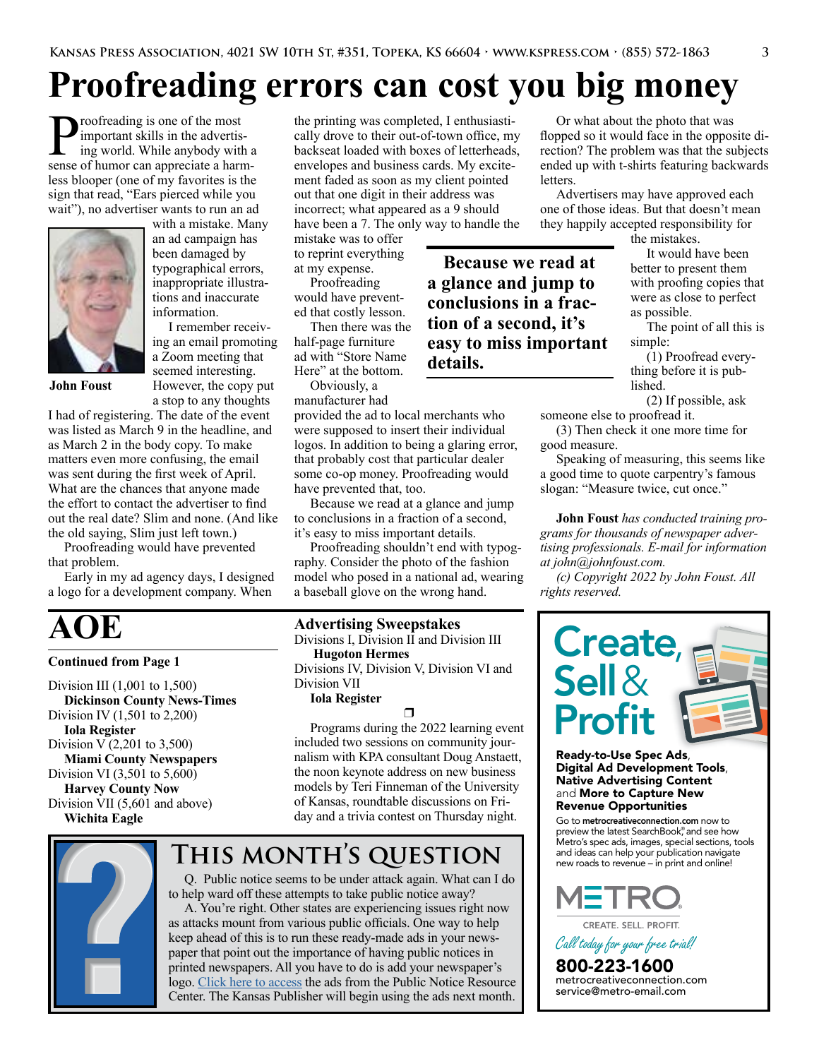# Proofreading errors can cost you big money

Proofreading is one of the most important skills in the advertising world. While anybody with a sense of humor can appreciate a harmless blooper (one of my favorites is the sign that read, "Ears pierced while you wait"), no advertiser wants to run an ad with a mistake. Many an ad campaign has been damaged by typographical errors, inappropriate illustrations and inaccurate information.

**John Foust**

I remember receiving an email promoting a Zoom meeting that seemed interesting. However, the copy put a stop to any thoughts I had of registering. The date of the event was listed as March 9 in the headline, and as March 2 in the body copy. To make matters even more confusing, the email was sent during the first week of April. What are the chances that anyone made the effort to contact the advertiser to find out the real date? Slim and none. (And like the old saying, Slim just left town.)

Proofreading would have prevented that problem.

Early in my ad agency days, I designed a logo for a development company. When the printing was completed, I enthusiastically drove to their out-of-town office, my backseat loaded with boxes of letterheads, envelopes and business cards. My excitement faded as soon as my client pointed out that one digit in their address was incorrect; what appeared as a 9 should have been a 7. The only way to handle the mistake was to offer to reprint everything at my expense.

Proofreading would have prevented that costly lesson.

Then there was the half-page furniture ad with "Store Name Here" at the bottom.

Obviously, a manufacturer had provided the ad to local merchants who were supposed to insert their individual logos. In addition to being a glaring error, that probably cost that particular dealer some co-op money. Proofreading would have prevented that, too.

Because we read at a glance and jump to conclusions in a fraction of a second, it's easy to miss important details.

**Because we read at a glance and jump to conclusions in a fraction of a second, it's easy to miss important details.**

Proofreading shouldn't end with typography. Consider the photo of the fashion model who posed in a national ad, wearing a baseball glove on the wrong hand.

Or what about the photo that was flopped so it would face in the opposite direction? The problem was that the subjects ended up with t-shirts featuring backwards letters.

Advertisers may have approved each one of those ideas. But that doesn't mean they happily accepted responsibility for the mistakes.

It would have been better to present them with proofing copies that were as close to perfect as possible.

The point of all this is simple:

(1) Proofread everything before it is published.

(2) If possible, ask someone else to proofread it.

(3) Then check it one more time for good measure.

Speaking of measuring, this seems like a good time to quote carpentry's famous slogan: "Measure twice, cut once."

**John Foust** *has conducted training programs for thousands of newspaper advertising professionals. E-mail for information at john@johnfoust.com.*

*(c) Copyright 2022 by John Foust. All rights reserved.*

# AOE

**Continued from Page 1**

Division III (1,001 to 1,500)
**Dickinson County News-Times**
Division IV (1,501 to 2,200)
**Iola Register**
Division V (2,201 to 3,500)
**Miami County Newspapers**
Division VI (3,501 to 5,600)
**Harvey County Now**
Division VII (5,601 and above)
**Wichita Eagle**

**Advertising Sweepstakes**
Divisions I, Division II and Division III
**Hugoton Hermes**
Divisions IV, Division V, Division VI and Division VII
**Iola Register**

❒

Programs during the 2022 learning event included two sessions on community journalism with KPA consultant Doug Anstaett, the noon keynote address on new business models by Teri Finneman of the University of Kansas, roundtable discussions on Friday and a trivia contest on Thursday night.

## This month's question

Q. Public notice seems to be under attack again. What can I do to help ward off these attempts to take public notice away?

A. You're right. Other states are experiencing issues right now as attacks mount from various public officials. One way to help keep ahead of this is to run these ready-made ads in your newspaper that point out the importance of having public notices in printed newspapers. All you have to do is add your newspaper's logo. Click here to access the ads from the Public Notice Resource Center. The Kansas Publisher will begin using the ads next month.

**Create, Sell & Profit**

**Ready-to-Use Spec Ads, Digital Ad Development Tools, Native Advertising Content** and **More to Capture New Revenue Opportunities**

Go to **metrocreativeconnection.com** now to preview the latest SearchBook® and see how Metro's spec ads, images, special sections, tools and ideas can help your publication navigate new roads to revenue – in print and online!

METRO
CREATE. SELL. PROFIT.

*Call today for your free trial!*

**800-223-1600**
metrocreativeconnection.com
service@metro-email.com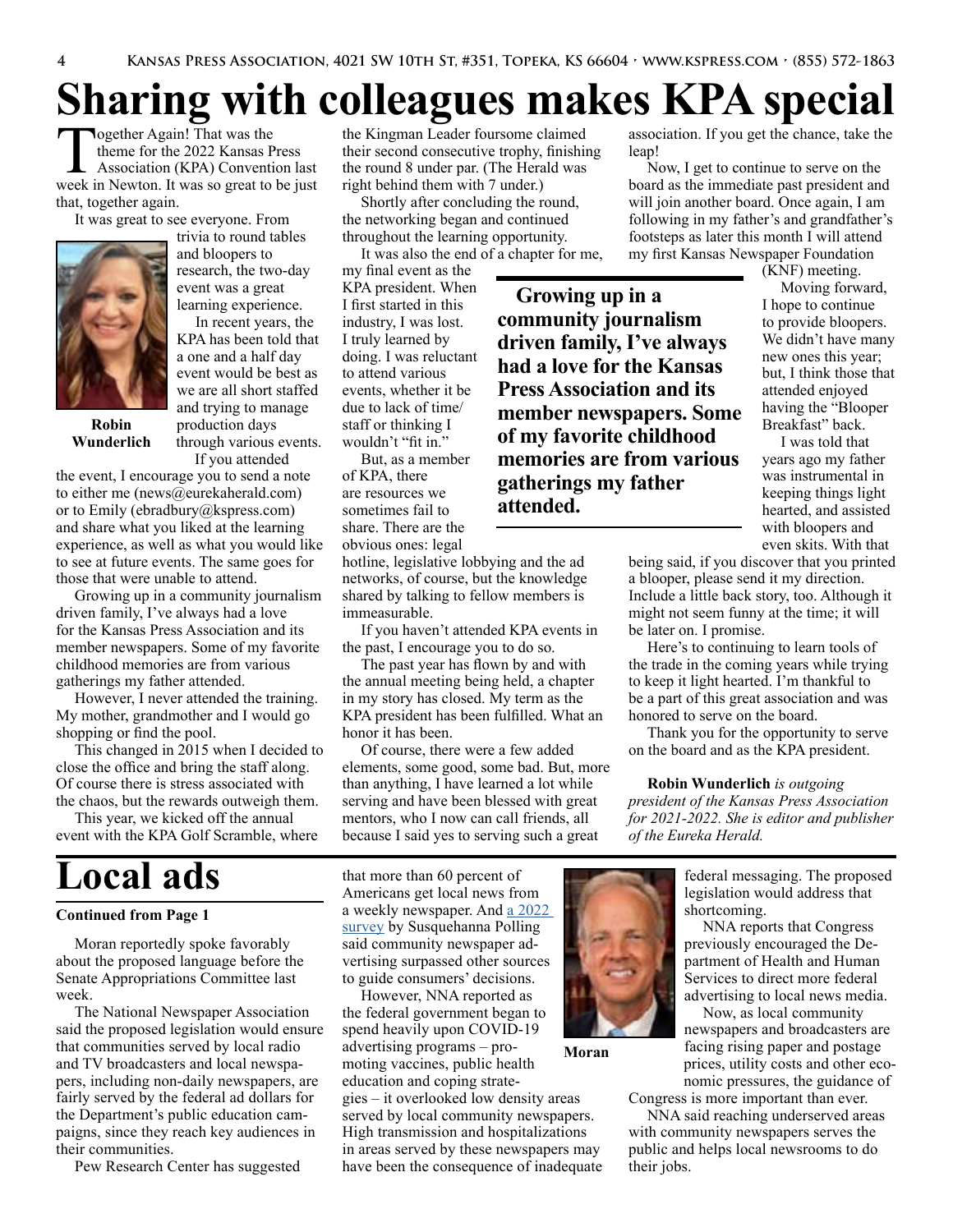# Sharing with colleagues makes KPA special

Together Again! That was the theme for the 2022 Kansas Press Association (KPA) Convention last week in Newton. It was so great to be just that, together again.

It was great to see everyone. From trivia to round tables and bloopers to research, the two-day event was a great learning experience.

**Robin Wunderlich**

In recent years, the KPA has been told that a one and a half day event would be best as we are all short staffed and trying to manage production days through various events.

If you attended the event, I encourage you to send a note to either me (news@eurekaherald.com) or to Emily (ebradbury@kspress.com) and share what you liked at the learning experience, as well as what you would like to see at future events. The same goes for those that were unable to attend.

Growing up in a community journalism driven family, I've always had a love for the Kansas Press Association and its member newspapers. Some of my favorite childhood memories are from various gatherings my father attended.

However, I never attended the training. My mother, grandmother and I would go shopping or find the pool.

This changed in 2015 when I decided to close the office and bring the staff along. Of course there is stress associated with the chaos, but the rewards outweigh them.

This year, we kicked off the annual event with the KPA Golf Scramble, where the Kingman Leader foursome claimed their second consecutive trophy, finishing the round 8 under par. (The Herald was right behind them with 7 under.)

Shortly after concluding the round, the networking began and continued throughout the learning opportunity.

It was also the end of a chapter for me, my final event as the KPA president. When I first started in this industry, I was lost. I truly learned by doing. I was reluctant to attend various events, whether it be due to lack of time/staff or thinking I wouldn't "fit in."

**Growing up in a community journalism driven family, I've always had a love for the Kansas Press Association and its member newspapers. Some of my favorite childhood memories are from various gatherings my father attended.**

But, as a member of KPA, there are resources we sometimes fail to share. There are the obvious ones: legal hotline, legislative lobbying and the ad networks, of course, but the knowledge shared by talking to fellow members is immeasurable.

If you haven't attended KPA events in the past, I encourage you to do so.

The past year has flown by and with the annual meeting being held, a chapter in my story has closed. My term as the KPA president has been fulfilled. What an honor it has been.

Of course, there were a few added elements, some good, some bad. But, more than anything, I have learned a lot while serving and have been blessed with great mentors, who I now can call friends, all because I said yes to serving such a great association. If you get the chance, take the leap!

Now, I get to continue to serve on the board as the immediate past president and will join another board. Once again, I am following in my father's and grandfather's footsteps as later this month I will attend my first Kansas Newspaper Foundation (KNF) meeting.

Moving forward, I hope to continue to provide bloopers. We didn't have many new ones this year; but, I think those that attended enjoyed having the "Blooper Breakfast" back.

I was told that years ago my father was instrumental in keeping things light hearted, and assisted with bloopers and even skits. With that being said, if you discover that you printed a blooper, please send it my direction. Include a little back story, too. Although it might not seem funny at the time; it will be later on. I promise.

Here's to continuing to learn tools of the trade in the coming years while trying to keep it light hearted. I'm thankful to be a part of this great association and was honored to serve on the board.

Thank you for the opportunity to serve on the board and as the KPA president.

**Robin Wunderlich** *is outgoing president of the Kansas Press Association for 2021-2022. She is editor and publisher of the Eureka Herald.*

# Local ads

**Continued from Page 1**

Moran reportedly spoke favorably about the proposed language before the Senate Appropriations Committee last week.

The National Newspaper Association said the proposed legislation would ensure that communities served by local radio and TV broadcasters and local newspapers, including non-daily newspapers, are fairly served by the federal ad dollars for the Department's public education campaigns, since they reach key audiences in their communities.

Pew Research Center has suggested that more than 60 percent of Americans get local news from a weekly newspaper. And [a 2022 survey](#) by Susquehanna Polling said community newspaper advertising surpassed other sources to guide consumers' decisions.

However, NNA reported as the federal government began to spend heavily upon COVID-19 advertising programs – promoting vaccines, public health education and coping strategies – it overlooked low density areas served by local community newspapers. High transmission and hospitalizations in areas served by these newspapers may have been the consequence of inadequate federal messaging. The proposed legislation would address that shortcoming.

**Moran**

NNA reports that Congress previously encouraged the Department of Health and Human Services to direct more federal advertising to local news media.

Now, as local community newspapers and broadcasters are facing rising paper and postage prices, utility costs and other economic pressures, the guidance of Congress is more important than ever.

NNA said reaching underserved areas with community newspapers serves the public and helps local newsrooms to do their jobs.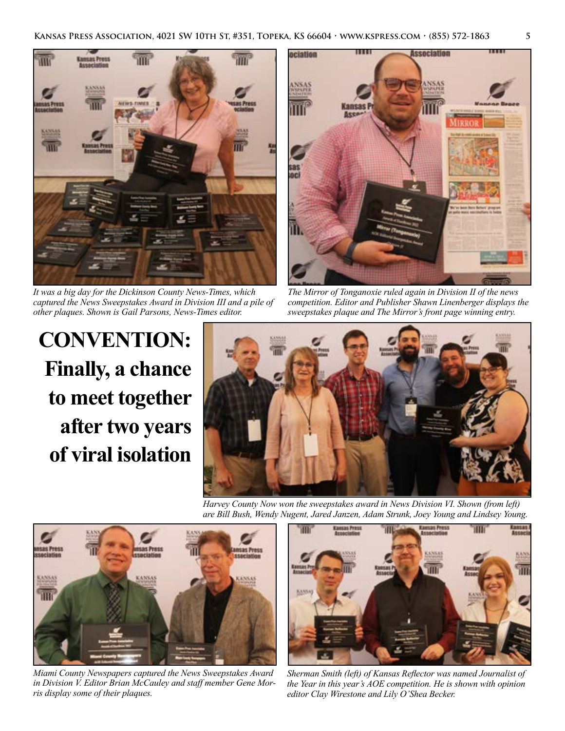It was a big day for the Dickinson County News-Times, which captured the News Sweepstakes Award in Division III and a pile of other plaques. Shown is Gail Parsons, News-Times editor.

The Mirror of Tonganoxie ruled again in Division II of the news competition. Editor and Publisher Shawn Linenberger displays the sweepstakes plaque and The Mirror's front page winning entry.

# CONVENTION: Finally, a chance to meet together after two years of viral isolation

Harvey County Now won the sweepstakes award in News Division VI. Shown (from left) are Bill Bush, Wendy Nugent, Jared Janzen, Adam Strunk, Joey Young and Lindsey Young.

Miami County Newspapers captured the News Sweepstakes Award in Division V. Editor Brian McCauley and staff member Gene Morris display some of their plaques.

Sherman Smith (left) of Kansas Reflector was named Journalist of the Year in this year's AOE competition. He is shown with opinion editor Clay Wirestone and Lily O'Shea Becker.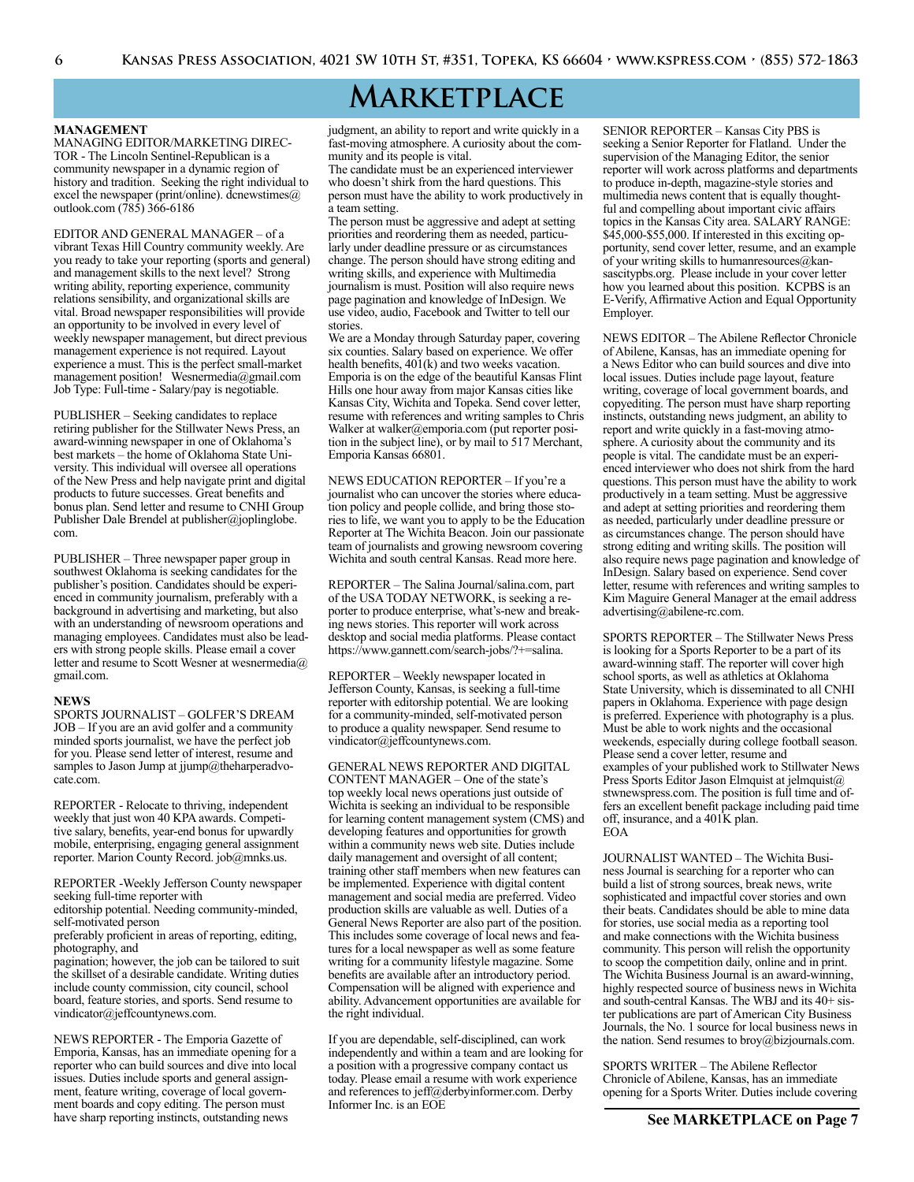# Marketplace

**MANAGEMENT**

MANAGING EDITOR/MARKETING DIRECTOR - The Lincoln Sentinel-Republican is a community newspaper in a dynamic region of history and tradition. Seeking the right individual to excel the newspaper (print/online). dcnewstimes@outlook.com (785) 366-6186

EDITOR AND GENERAL MANAGER – of a vibrant Texas Hill Country community weekly. Are you ready to take your reporting (sports and general) and management skills to the next level? Strong writing ability, reporting experience, community relations sensibility, and organizational skills are vital. Broad newspaper responsibilities will provide an opportunity to be involved in every level of weekly newspaper management, but direct previous management experience is not required. Layout experience a must. This is the perfect small-market management position! Wesnermedia@gmail.com Job Type: Full-time - Salary/pay is negotiable.

PUBLISHER – Seeking candidates to replace retiring publisher for the Stillwater News Press, an award-winning newspaper in one of Oklahoma's best markets – the home of Oklahoma State University. This individual will oversee all operations of the New Press and help navigate print and digital products to future successes. Great benefits and bonus plan. Send letter and resume to CNHI Group Publisher Dale Brendel at publisher@joplinglobe.com.

PUBLISHER – Three newspaper paper group in southwest Oklahoma is seeking candidates for the publisher's position. Candidates should be experienced in community journalism, preferably with a background in advertising and marketing, but also with an understanding of newsroom operations and managing employees. Candidates must also be leaders with strong people skills. Please email a cover letter and resume to Scott Wesner at wesnermedia@gmail.com.

**NEWS**

SPORTS JOURNALIST – GOLFER'S DREAM JOB – If you are an avid golfer and a community minded sports journalist, we have the perfect job for you. Please send letter of interest, resume and samples to Jason Jump at jjump@theharperadvocate.com.

REPORTER - Relocate to thriving, independent weekly that just won 40 KPA awards. Competitive salary, benefits, year-end bonus for upwardly mobile, enterprising, engaging general assignment reporter. Marion County Record. job@mnks.us.

REPORTER -Weekly Jefferson County newspaper seeking full-time reporter with editorship potential. Needing community-minded, self-motivated person preferably proficient in areas of reporting, editing, photography, and pagination; however, the job can be tailored to suit the skillset of a desirable candidate. Writing duties include county commission, city council, school board, feature stories, and sports. Send resume to vindicator@jeffcountynews.com.

NEWS REPORTER - The Emporia Gazette of Emporia, Kansas, has an immediate opening for a reporter who can build sources and dive into local issues. Duties include sports and general assignment, feature writing, coverage of local government boards and copy editing. The person must have sharp reporting instincts, outstanding news judgment, an ability to report and write quickly in a fast-moving atmosphere. A curiosity about the community and its people is vital.
The candidate must be an experienced interviewer who doesn't shirk from the hard questions. This person must have the ability to work productively in a team setting.
The person must be aggressive and adept at setting priorities and reordering them as needed, particularly under deadline pressure or as circumstances change. The person should have strong editing and writing skills, and experience with Multimedia journalism is must. Position will also require news page pagination and knowledge of InDesign. We use video, audio, Facebook and Twitter to tell our stories.
We are a Monday through Saturday paper, covering six counties. Salary based on experience. We offer health benefits, 401(k) and two weeks vacation. Emporia is on the edge of the beautiful Kansas Flint Hills one hour away from major Kansas cities like Kansas City, Wichita and Topeka. Send cover letter, resume with references and writing samples to Chris Walker at walker@emporia.com (put reporter position in the subject line), or by mail to 517 Merchant, Emporia Kansas 66801.

NEWS EDUCATION REPORTER – If you're a journalist who can uncover the stories where education policy and people collide, and bring those stories to life, we want you to apply to be the Education Reporter at The Wichita Beacon. Join our passionate team of journalists and growing newsroom covering Wichita and south central Kansas. Read more here.

REPORTER – The Salina Journal/salina.com, part of the USA TODAY NETWORK, is seeking a reporter to produce enterprise, what's-new and breaking news stories. This reporter will work across desktop and social media platforms. Please contact https://www.gannett.com/search-jobs/?+=salina.

REPORTER – Weekly newspaper located in Jefferson County, Kansas, is seeking a full-time reporter with editorship potential. We are looking for a community-minded, self-motivated person to produce a quality newspaper. Send resume to vindicator@jeffcountynews.com.

GENERAL NEWS REPORTER AND DIGITAL CONTENT MANAGER – One of the state's top weekly local news operations just outside of Wichita is seeking an individual to be responsible for learning content management system (CMS) and developing features and opportunities for growth within a community news web site. Duties include daily management and oversight of all content; training other staff members when new features can be implemented. Experience with digital content management and social media are preferred. Video production skills are valuable as well. Duties of a General News Reporter are also part of the position. This includes some coverage of local news and features for a local newspaper as well as some feature writing for a community lifestyle magazine. Some benefits are available after an introductory period. Compensation will be aligned with experience and ability. Advancement opportunities are available for the right individual.

If you are dependable, self-disciplined, can work independently and within a team and are looking for a position with a progressive company contact us today. Please email a resume with work experience and references to jeff@derbyinformer.com. Derby Informer Inc. is an EOE

SENIOR REPORTER – Kansas City PBS is seeking a Senior Reporter for Flatland. Under the supervision of the Managing Editor, the senior reporter will work across platforms and departments to produce in-depth, magazine-style stories and multimedia news content that is equally thoughtful and compelling about important civic affairs topics in the Kansas City area. SALARY RANGE: $45,000-$55,000. If interested in this exciting opportunity, send cover letter, resume, and an example of your writing skills to humanresources@kansascitypbs.org. Please include in your cover letter how you learned about this position. KCPBS is an E-Verify, Affirmative Action and Equal Opportunity Employer.

NEWS EDITOR – The Abilene Reflector Chronicle of Abilene, Kansas, has an immediate opening for a News Editor who can build sources and dive into local issues. Duties include page layout, feature writing, coverage of local government boards, and copyediting. The person must have sharp reporting instincts, outstanding news judgment, an ability to report and write quickly in a fast-moving atmosphere. A curiosity about the community and its people is vital. The candidate must be an experienced interviewer who does not shirk from the hard questions. This person must have the ability to work productively in a team setting. Must be aggressive and adept at setting priorities and reordering them as needed, particularly under deadline pressure or as circumstances change. The person should have strong editing and writing skills. The position will also require news page pagination and knowledge of InDesign. Salary based on experience. Send cover letter, resume with references and writing samples to Kim Maguire General Manager at the email address advertising@abilene-rc.com.

SPORTS REPORTER – The Stillwater News Press is looking for a Sports Reporter to be a part of its award-winning staff. The reporter will cover high school sports, as well as athletics at Oklahoma State University, which is disseminated to all CNHI papers in Oklahoma. Experience with page design is preferred. Experience with photography is a plus. Must be able to work nights and the occasional weekends, especially during college football season. Please send a cover letter, resume and examples of your published work to Stillwater News Press Sports Editor Jason Elmquist at jelmquist@stwnewspress.com. The position is full time and offers an excellent benefit package including paid time off, insurance, and a 401K plan.
EOA

JOURNALIST WANTED – The Wichita Business Journal is searching for a reporter who can build a list of strong sources, break news, write sophisticated and impactful cover stories and own their beats. Candidates should be able to mine data for stories, use social media as a reporting tool and make connections with the Wichita business community. This person will relish the opportunity to scoop the competition daily, online and in print. The Wichita Business Journal is an award-winning, highly respected source of business news in Wichita and south-central Kansas. The WBJ and its 40+ sister publications are part of American City Business Journals, the No. 1 source for local business news in the nation. Send resumes to broy@bizjournals.com.

SPORTS WRITER – The Abilene Reflector Chronicle of Abilene, Kansas, has an immediate opening for a Sports Writer. Duties include covering

**See MARKETPLACE on Page 7**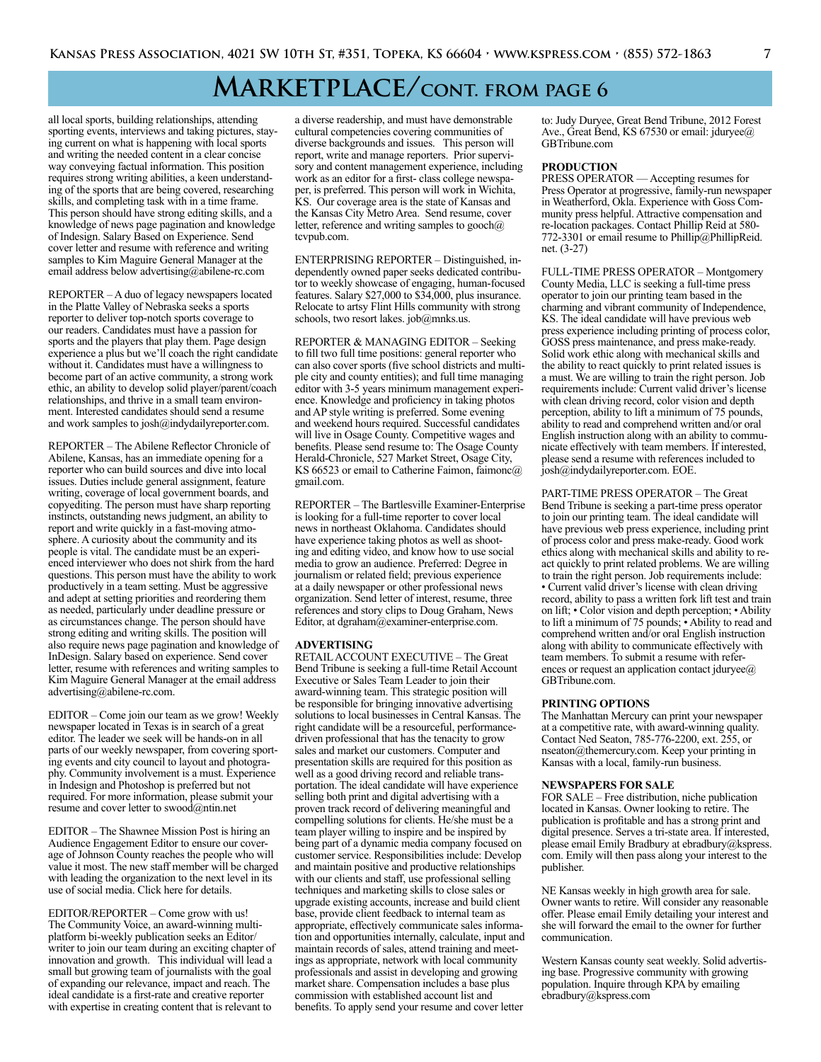# MARKETPLACE/CONT. FROM PAGE 6

all local sports, building relationships, attending sporting events, interviews and taking pictures, staying current on what is happening with local sports and writing the needed content in a clear concise way conveying factual information. This position requires strong writing abilities, a keen understanding of the sports that are being covered, researching skills, and completing task with in a time frame. This person should have strong editing skills, and a knowledge of news page pagination and knowledge of Indesign. Salary Based on Experience. Send cover letter and resume with reference and writing samples to Kim Maguire General Manager at the email address below advertising@abilene-rc.com

REPORTER – A duo of legacy newspapers located in the Platte Valley of Nebraska seeks a sports reporter to deliver top-notch sports coverage to our readers. Candidates must have a passion for sports and the players that play them. Page design experience a plus but we'll coach the right candidate without it. Candidates must have a willingness to become part of an active community, a strong work ethic, an ability to develop solid player/parent/coach relationships, and thrive in a small team environment. Interested candidates should send a resume and work samples to josh@indydailyreporter.com.

REPORTER – The Abilene Reflector Chronicle of Abilene, Kansas, has an immediate opening for a reporter who can build sources and dive into local issues. Duties include general assignment, feature writing, coverage of local government boards, and copyediting. The person must have sharp reporting instincts, outstanding news judgment, an ability to report and write quickly in a fast-moving atmosphere. A curiosity about the community and its people is vital. The candidate must be an experienced interviewer who does not shirk from the hard questions. This person must have the ability to work productively in a team setting. Must be aggressive and adept at setting priorities and reordering them as needed, particularly under deadline pressure or as circumstances change. The person should have strong editing and writing skills. The position will also require news page pagination and knowledge of InDesign. Salary based on experience. Send cover letter, resume with references and writing samples to Kim Maguire General Manager at the email address advertising@abilene-rc.com.

EDITOR – Come join our team as we grow! Weekly newspaper located in Texas is in search of a great editor. The leader we seek will be hands-on in all parts of our weekly newspaper, from covering sporting events and city council to layout and photography. Community involvement is a must. Experience in Indesign and Photoshop is preferred but not required. For more information, please submit your resume and cover letter to swood@ntin.net

EDITOR – The Shawnee Mission Post is hiring an Audience Engagement Editor to ensure our coverage of Johnson County reaches the people who will value it most. The new staff member will be charged with leading the organization to the next level in its use of social media. Click here for details.

EDITOR/REPORTER – Come grow with us! The Community Voice, an award-winning multi-platform bi-weekly publication seeks an Editor/writer to join our team during an exciting chapter of innovation and growth. This individual will lead a small but growing team of journalists with the goal of expanding our relevance, impact and reach. The ideal candidate is a first-rate and creative reporter with expertise in creating content that is relevant to a diverse readership, and must have demonstrable cultural competencies covering communities of diverse backgrounds and issues. This person will report, write and manage reporters. Prior supervisory and content management experience, including work as an editor for a first- class college newspaper, is preferred. This person will work in Wichita, KS. Our coverage area is the state of Kansas and the Kansas City Metro Area. Send resume, cover letter, reference and writing samples to gooch@tcvpub.com.

ENTERPRISING REPORTER – Distinguished, independently owned paper seeks dedicated contributor to weekly showcase of engaging, human-focused features. Salary $27,000 to $34,000, plus insurance. Relocate to artsy Flint Hills community with strong schools, two resort lakes. job@mnks.us.

REPORTER & MANAGING EDITOR – Seeking to fill two full time positions: general reporter who can also cover sports (five school districts and multiple city and county entities); and full time managing editor with 3-5 years minimum management experience. Knowledge and proficiency in taking photos and AP style writing is preferred. Some evening and weekend hours required. Successful candidates will live in Osage County. Competitive wages and benefits. Please send resume to: The Osage County Herald-Chronicle, 527 Market Street, Osage City, KS 66523 or email to Catherine Faimon, faimonc@gmail.com.

REPORTER – The Bartlesville Examiner-Enterprise is looking for a full-time reporter to cover local news in northeast Oklahoma. Candidates should have experience taking photos as well as shooting and editing video, and know how to use social media to grow an audience. Preferred: Degree in journalism or related field; previous experience at a daily newspaper or other professional news organization. Send letter of interest, resume, three references and story clips to Doug Graham, News Editor, at dgraham@examiner-enterprise.com.

**ADVERTISING**

RETAIL ACCOUNT EXECUTIVE – The Great Bend Tribune is seeking a full-time Retail Account Executive or Sales Team Leader to join their award-winning team. This strategic position will be responsible for bringing innovative advertising solutions to local businesses in Central Kansas. The right candidate will be a resourceful, performance-driven professional that has the tenacity to grow sales and market our customers. Computer and presentation skills are required for this position as well as a good driving record and reliable transportation. The ideal candidate will have experience selling both print and digital advertising with a proven track record of delivering meaningful and compelling solutions for clients. He/she must be a team player willing to inspire and be inspired by being part of a dynamic media company focused on customer service. Responsibilities include: Develop and maintain positive and productive relationships with our clients and staff, use professional selling techniques and marketing skills to close sales or upgrade existing accounts, increase and build client base, provide client feedback to internal team as appropriate, effectively communicate sales information and opportunities internally, calculate, input and maintain records of sales, attend training and meetings as appropriate, network with local community professionals and assist in developing and growing market share. Compensation includes a base plus commission with established account list and benefits. To apply send your resume and cover letter to: Judy Duryee, Great Bend Tribune, 2012 Forest Ave., Great Bend, KS 67530 or email: jduryee@GBTribune.com

**PRODUCTION**

PRESS OPERATOR — Accepting resumes for Press Operator at progressive, family-run newspaper in Weatherford, Okla. Experience with Goss Community press helpful. Attractive compensation and re-location packages. Contact Phillip Reid at 580-772-3301 or email resume to Phillip@PhillipReid.net. (3-27)

FULL-TIME PRESS OPERATOR – Montgomery County Media, LLC is seeking a full-time press operator to join our printing team based in the charming and vibrant community of Independence, KS. The ideal candidate will have previous web press experience including printing of process color, GOSS press maintenance, and press make-ready. Solid work ethic along with mechanical skills and the ability to react quickly to print related issues is a must. We are willing to train the right person. Job requirements include: Current valid driver's license with clean driving record, color vision and depth perception, ability to lift a minimum of 75 pounds, ability to read and comprehend written and/or oral English instruction along with an ability to communicate effectively with team members. If interested, please send a resume with references included to josh@indydailyreporter.com. EOE.

PART-TIME PRESS OPERATOR – The Great Bend Tribune is seeking a part-time press operator to join our printing team. The ideal candidate will have previous web press experience, including print of process color and press make-ready. Good work ethics along with mechanical skills and ability to react quickly to print related problems. We are willing to train the right person. Job requirements include:
• Current valid driver's license with clean driving record, ability to pass a written fork lift test and train on lift; • Color vision and depth perception; • Ability to lift a minimum of 75 pounds; • Ability to read and comprehend written and/or oral English instruction along with ability to communicate effectively with team members. To submit a resume with references or request an application contact jduryee@GBTribune.com.

**PRINTING OPTIONS**

The Manhattan Mercury can print your newspaper at a competitive rate, with award-winning quality. Contact Ned Seaton, 785-776-2200, ext. 255, or nseaton@themercury.com. Keep your printing in Kansas with a local, family-run business.

**NEWSPAPERS FOR SALE**

FOR SALE – Free distribution, niche publication located in Kansas. Owner looking to retire. The publication is profitable and has a strong print and digital presence. Serves a tri-state area. If interested, please email Emily Bradbury at ebradbury@kspress.com. Emily will then pass along your interest to the publisher.

NE Kansas weekly in high growth area for sale. Owner wants to retire. Will consider any reasonable offer. Please email Emily detailing your interest and she will forward the email to the owner for further communication.

Western Kansas county seat weekly. Solid advertising base. Progressive community with growing population. Inquire through KPA by emailing ebradbury@kspress.com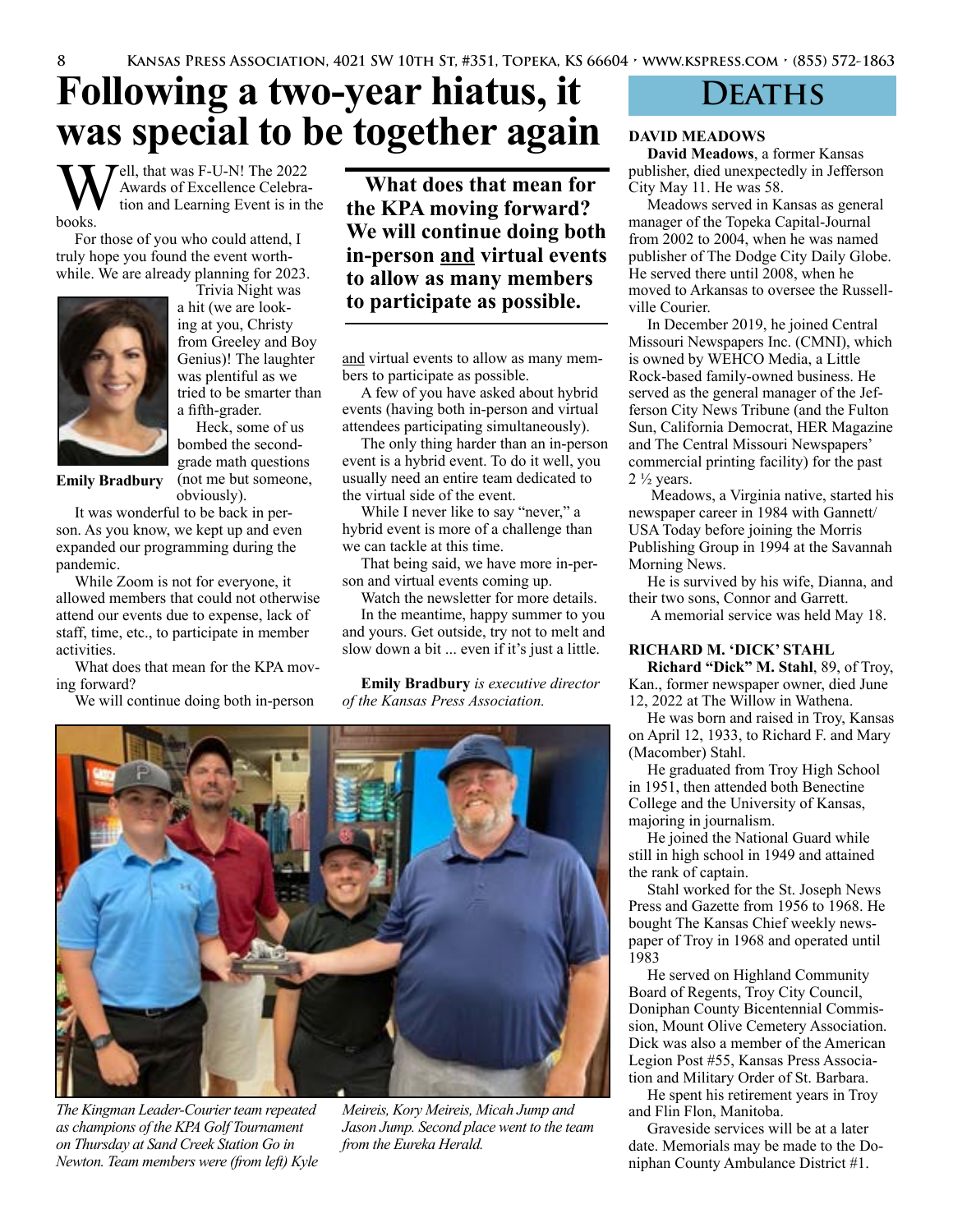# Following a two-year hiatus, it was special to be together again

Well, that was F-U-N! The 2022 Awards of Excellence Celebration and Learning Event is in the books.

For those of you who could attend, I truly hope you found the event worthwhile. We are already planning for 2023.

Trivia Night was a hit (we are looking at you, Christy from Greeley and Boy Genius)! The laughter was plentiful as we tried to be smarter than a fifth-grader.

Heck, some of us bombed the second-grade math questions (not me but someone, obviously).

**Emily Bradbury**

It was wonderful to be back in person. As you know, we kept up and even expanded our programming during the pandemic.

While Zoom is not for everyone, it allowed members that could not otherwise attend our events due to expense, lack of staff, time, etc., to participate in member activities.

What does that mean for the KPA moving forward?

We will continue doing both in-person and virtual events to allow as many members to participate as possible.

**What does that mean for the KPA moving forward? We will continue doing both in-person and virtual events to allow as many members to participate as possible.**

A few of you have asked about hybrid events (having both in-person and virtual attendees participating simultaneously).

The only thing harder than an in-person event is a hybrid event. To do it well, you usually need an entire team dedicated to the virtual side of the event.

While I never like to say "never," a hybrid event is more of a challenge than we can tackle at this time.

That being said, we have more in-person and virtual events coming up.

Watch the newsletter for more details.

In the meantime, happy summer to you and yours. Get outside, try not to melt and slow down a bit ... even if it's just a little.

**Emily Bradbury** *is executive director of the Kansas Press Association.*

*The Kingman Leader-Courier team repeated as champions of the KPA Golf Tournament on Thursday at Sand Creek Station Go in Newton. Team members were (from left) Kyle Meireis, Kory Meireis, Micah Jump and Jason Jump. Second place went to the team from the Eureka Herald.*

# Deaths

### DAVID MEADOWS

**David Meadows**, a former Kansas publisher, died unexpectedly in Jefferson City May 11. He was 58.

Meadows served in Kansas as general manager of the Topeka Capital-Journal from 2002 to 2004, when he was named publisher of The Dodge City Daily Globe. He served there until 2008, when he moved to Arkansas to oversee the Russellville Courier.

In December 2019, he joined Central Missouri Newspapers Inc. (CMNI), which is owned by WEHCO Media, a Little Rock-based family-owned business. He served as the general manager of the Jefferson City News Tribune (and the Fulton Sun, California Democrat, HER Magazine and The Central Missouri Newspapers' commercial printing facility) for the past 2 ½ years.

Meadows, a Virginia native, started his newspaper career in 1984 with Gannett/USA Today before joining the Morris Publishing Group in 1994 at the Savannah Morning News.

He is survived by his wife, Dianna, and their two sons, Connor and Garrett.

A memorial service was held May 18.

### RICHARD M. 'DICK' STAHL

**Richard "Dick" M. Stahl**, 89, of Troy, Kan., former newspaper owner, died June 12, 2022 at The Willow in Wathena.

He was born and raised in Troy, Kansas on April 12, 1933, to Richard F. and Mary (Macomber) Stahl.

He graduated from Troy High School in 1951, then attended both Benectine College and the University of Kansas, majoring in journalism.

He joined the National Guard while still in high school in 1949 and attained the rank of captain.

Stahl worked for the St. Joseph News Press and Gazette from 1956 to 1968. He bought The Kansas Chief weekly newspaper of Troy in 1968 and operated until 1983

He served on Highland Community Board of Regents, Troy City Council, Doniphan County Bicentennial Commission, Mount Olive Cemetery Association. Dick was also a member of the American Legion Post #55, Kansas Press Association and Military Order of St. Barbara.

He spent his retirement years in Troy and Flin Flon, Manitoba.

Graveside services will be at a later date. Memorials may be made to the Doniphan County Ambulance District #1.